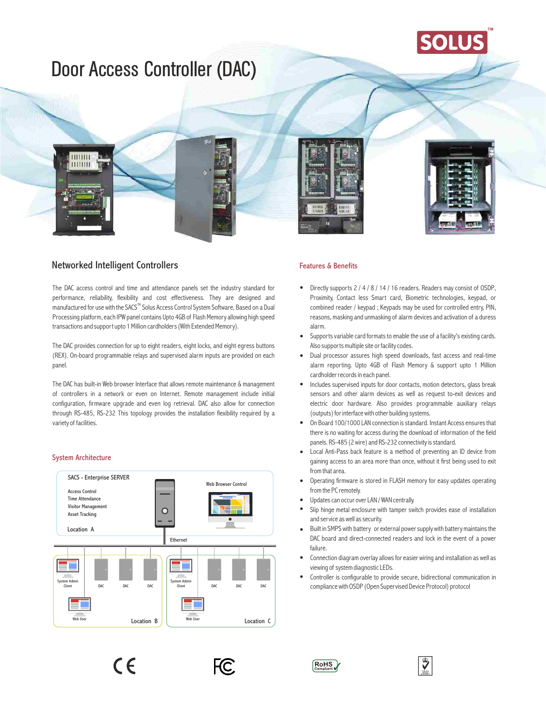# Door Access Controller (DAC)

## Networked Intelligent Controllers

The DAC access control and time and attendance panels set the industry standard for performance, reliability, flexibility and cost effectiveness. They are designed and manufactured for use with the SACS™ Solus Access Control System Software, Based on a Dual Processing platform, each IPW panel contains Upto 4GB of Flash Memory allowing high speed transactions and support upto 1 Million cardholders (With Extended Memory).

The DAC provides connection for up to eight readers, eight locks, and eight egress buttons (REX). On-board programmable relays and supervised alarm inputs are provided on each panel.

The DAC has built-in Web browser Interface that allows remote maintenance & management of controllers in a network or even on Internet. Remote management include initial configuration, firmware upgrade and even log retrieval. DAC also allow for connection through RS-485, RS-232 This topology provides the installation flexibility required by a variety of facilities.

## System Architecture

SACS - Enterprise SERVER

- Access Control
- Time Attendance
- Visitor Management
- Asset Tracking

Location A

Web Browser Control

Ethernet

System Admin Client, DAC, DAC, DAC, Web User — Location B

System Admin Client, DAC, DAC, DAC, Web User — Location C

## Features & Benefits

- Directly supports 2 / 4 / 8 / 14 / 16 readers. Readers may consist of OSDP, Proximity, Contact less Smart card, Biometric technologies, keypad, or combined reader / keypad ; Keypads may be used for controlled entry, PIN, reasons, masking and unmasking of alarm devices and activation of a duress alarm.
- Supports variable card formats to enable the use of a facility's existing cards. Also supports multiple site or facility codes.
- Dual processor assures high speed downloads, fast access and real-time alarm reporting. Upto 4GB of Flash Memory & support upto 1 Million cardholder records in each panel.
- Includes supervised inputs for door contacts, motion detectors, glass break sensors and other alarm devices as well as request to-exit devices and electric door hardware. Also provides programmable auxiliary relays (outputs) for interface with other building systems.
- On Board 100/1000 LAN connection is standard. Instant Access ensures that there is no waiting for access during the download of information of the field panels. RS-485 (2 wire) and RS-232 connectivity is standard.
- Local Anti-Pass back feature is a method of preventing an ID device from gaining access to an area more than once, without it first being used to exit from that area.
- Operating firmware is stored in FLASH memory for easy updates operating from the PC remotely.
- Updates can occur over LAN / WAN centrally.
- Slip hinge metal enclosure with tamper switch provides ease of installation and service as well as security.
- Built in SMPS with battery or external power supply with battery maintains the DAC board and direct-connected readers and lock in the event of a power failure.
- Connection diagram overlay allows for easier wiring and installation as well as viewing of system diagnostic LEDs.
- Controller is configurable to provide secure, bidirectional communication in compliance with OSDP (Open Supervised Device Protocol) protocol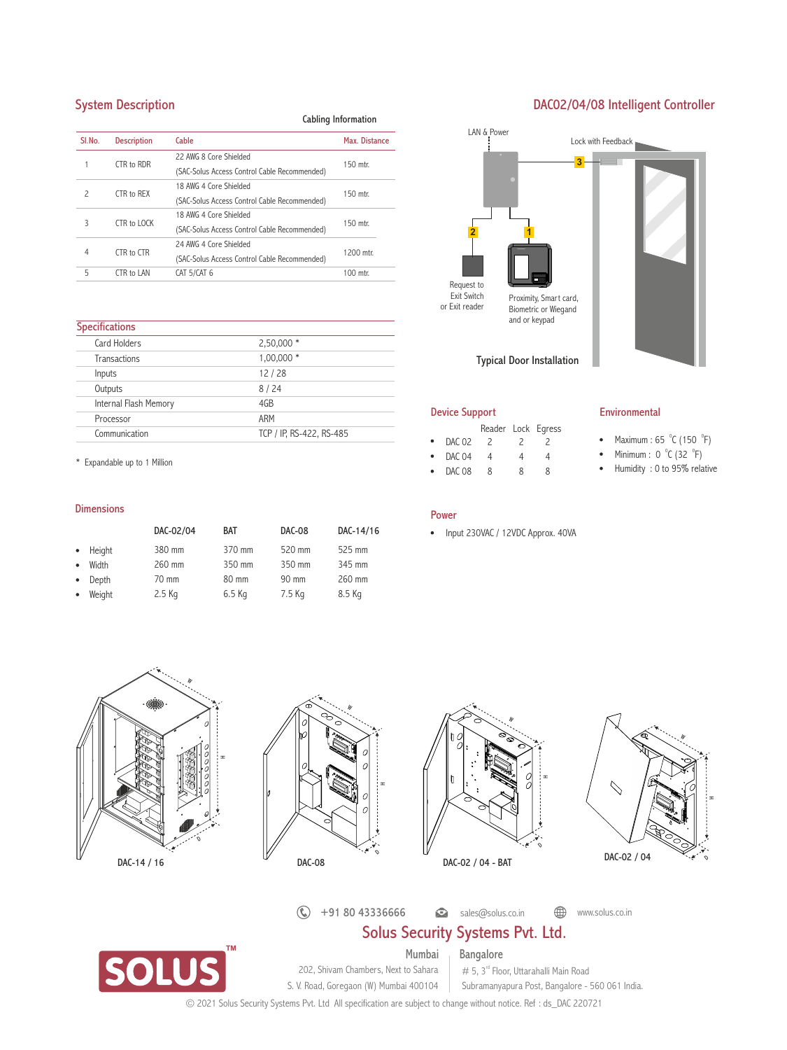## System Description

Cabling Information

| Sl.No. | Description | Cable | Max. Distance |
|---|---|---|---|
| 1 | CTR to RDR | 22 AWG 8 Core Shielded (SAC-Solus Access Control Cable Recommended) | 150 mtr. |
| 2 | CTR to REX | 18 AWG 4 Core Shielded (SAC-Solus Access Control Cable Recommended) | 150 mtr. |
| 3 | CTR to LOCK | 18 AWG 4 Core Shielded (SAC-Solus Access Control Cable Recommended) | 150 mtr. |
| 4 | CTR to CTR | 24 AWG 4 Core Shielded (SAC-Solus Access Control Cable Recommended) | 1200 mtr. |
| 5 | CTR to LAN | CAT 5/CAT 6 | 100 mtr. |

## Specifications

| | |
|---|---|
| Card Holders | 2,50,000 * |
| Transactions | 1,00,000 * |
| Inputs | 12 / 28 |
| Outputs | 8 / 24 |
| Internal Flash Memory | 4GB |
| Processor | ARM |
| Communication | TCP / IP, RS-422, RS-485 |

* Expandable up to 1 Million

## Dimensions

| | DAC-02/04 | BAT | DAC-08 | DAC-14/16 |
|---|---|---|---|---|
| • Height | 380 mm | 370 mm | 520 mm | 525 mm |
| • Width | 260 mm | 350 mm | 350 mm | 345 mm |
| • Depth | 70 mm | 80 mm | 90 mm | 260 mm |
| • Weight | 2.5 Kg | 6.5 Kg | 7.5 Kg | 8.5 Kg |

## DAC02/04/08 Intelligent Controller

LAN & Power

Lock with Feedback

3

2

1

Request to Exit Switch or Exit reader

Proximity, Smart card, Biometric or Wiegand and or keypad

Typical Door Installation

## Device Support

| | Reader | Lock | Egress |
|---|---|---|---|
| • DAC 02 | 2 | 2 | 2 |
| • DAC 04 | 4 | 4 | 4 |
| • DAC 08 | 8 | 8 | 8 |

## Environmental

- Maximum : 65 °C (150 °F)
- Minimum : 0 °C (32 °F)
- Humidity : 0 to 95% relative

## Power

- Input 230VAC / 12VDC Approx. 40VA

DAC-14 / 16

DAC-08

DAC-02 / 04 - BAT

DAC-02 / 04

+91 80 43336666 sales@solus.co.in www.solus.co.in

**Solus Security Systems Pvt. Ltd.**

SOLUS™

**Mumbai**
202, Shivam Chambers, Next to Sahara
S. V. Road, Goregaon (W) Mumbai 400104

**Bangalore**
# 5, 3rd Floor, Uttarahalli Main Road
Subramanyapura Post, Bangalore - 560 061 India.

© 2021 Solus Security Systems Pvt. Ltd All specification are subject to change without notice. Ref : ds_DAC 220721